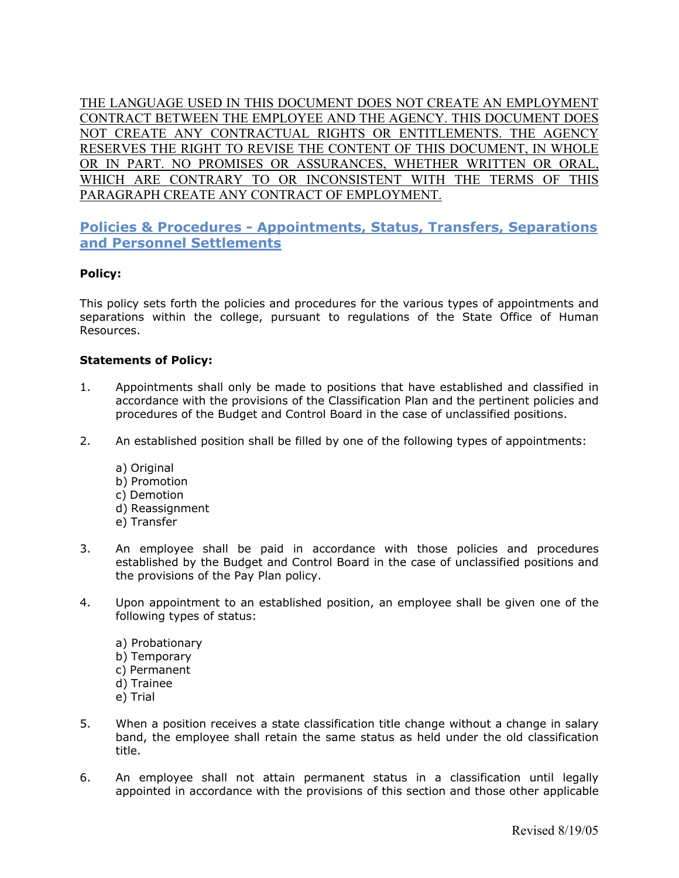THE LANGUAGE USED IN THIS DOCUMENT DOES NOT CREATE AN EMPLOYMENT CONTRACT BETWEEN THE EMPLOYEE AND THE AGENCY. THIS DOCUMENT DOES NOT CREATE ANY CONTRACTUAL RIGHTS OR ENTITLEMENTS. THE AGENCY RESERVES THE RIGHT TO REVISE THE CONTENT OF THIS DOCUMENT, IN WHOLE OR IN PART. NO PROMISES OR ASSURANCES, WHETHER WRITTEN OR ORAL, WHICH ARE CONTRARY TO OR INCONSISTENT WITH THE TERMS OF THIS PARAGRAPH CREATE ANY CONTRACT OF EMPLOYMENT.

# Policies & Procedures - Appointments, Status, Transfers, Separations and Personnel Settlements

**Policy:**

This policy sets forth the policies and procedures for the various types of appointments and separations within the college, pursuant to regulations of the State Office of Human Resources.

**Statements of Policy:**

1. Appointments shall only be made to positions that have established and classified in accordance with the provisions of the Classification Plan and the pertinent policies and procedures of the Budget and Control Board in the case of unclassified positions.

2. An established position shall be filled by one of the following types of appointments:

   a) Original
   b) Promotion
   c) Demotion
   d) Reassignment
   e) Transfer

3. An employee shall be paid in accordance with those policies and procedures established by the Budget and Control Board in the case of unclassified positions and the provisions of the Pay Plan policy.

4. Upon appointment to an established position, an employee shall be given one of the following types of status:

   a) Probationary
   b) Temporary
   c) Permanent
   d) Trainee
   e) Trial

5. When a position receives a state classification title change without a change in salary band, the employee shall retain the same status as held under the old classification title.

6. An employee shall not attain permanent status in a classification until legally appointed in accordance with the provisions of this section and those other applicable

Revised 8/19/05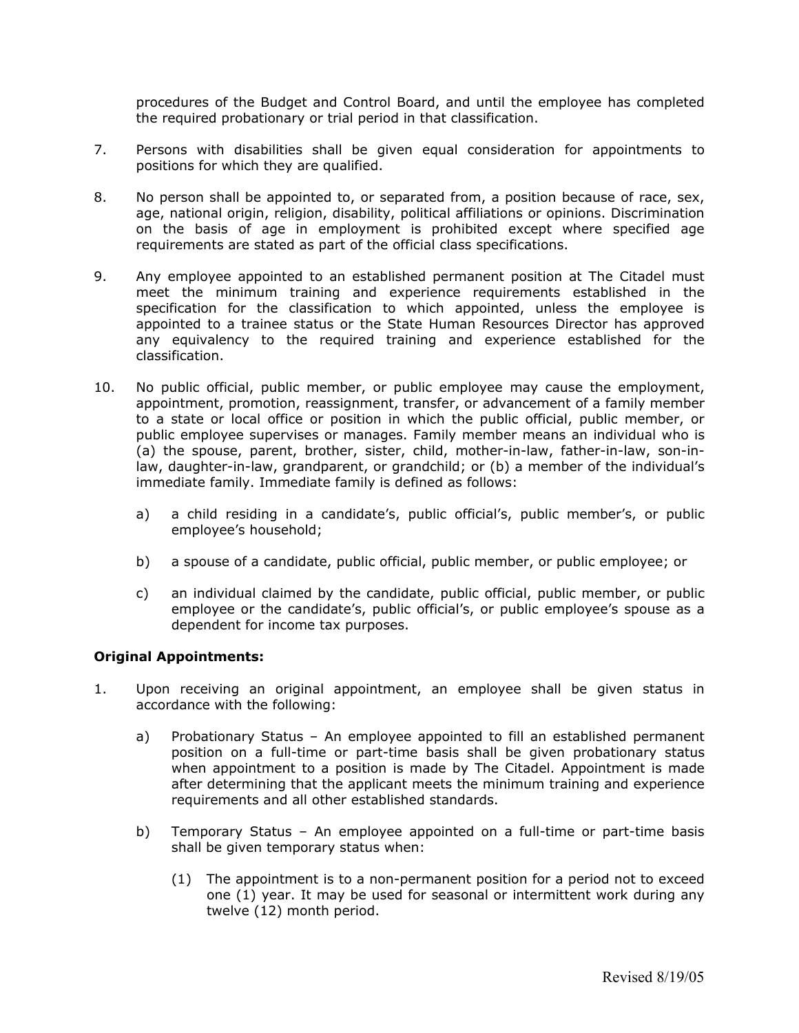procedures of the Budget and Control Board, and until the employee has completed the required probationary or trial period in that classification.

7. Persons with disabilities shall be given equal consideration for appointments to positions for which they are qualified.

8. No person shall be appointed to, or separated from, a position because of race, sex, age, national origin, religion, disability, political affiliations or opinions. Discrimination on the basis of age in employment is prohibited except where specified age requirements are stated as part of the official class specifications.

9. Any employee appointed to an established permanent position at The Citadel must meet the minimum training and experience requirements established in the specification for the classification to which appointed, unless the employee is appointed to a trainee status or the State Human Resources Director has approved any equivalency to the required training and experience established for the classification.

10. No public official, public member, or public employee may cause the employment, appointment, promotion, reassignment, transfer, or advancement of a family member to a state or local office or position in which the public official, public member, or public employee supervises or manages. Family member means an individual who is (a) the spouse, parent, brother, sister, child, mother-in-law, father-in-law, son-in-law, daughter-in-law, grandparent, or grandchild; or (b) a member of the individual's immediate family. Immediate family is defined as follows:

    a) a child residing in a candidate's, public official's, public member's, or public employee's household;

    b) a spouse of a candidate, public official, public member, or public employee; or

    c) an individual claimed by the candidate, public official, public member, or public employee or the candidate's, public official's, or public employee's spouse as a dependent for income tax purposes.

**Original Appointments:**

1. Upon receiving an original appointment, an employee shall be given status in accordance with the following:

    a) Probationary Status – An employee appointed to fill an established permanent position on a full-time or part-time basis shall be given probationary status when appointment to a position is made by The Citadel. Appointment is made after determining that the applicant meets the minimum training and experience requirements and all other established standards.

    b) Temporary Status – An employee appointed on a full-time or part-time basis shall be given temporary status when:

        (1) The appointment is to a non-permanent position for a period not to exceed one (1) year. It may be used for seasonal or intermittent work during any twelve (12) month period.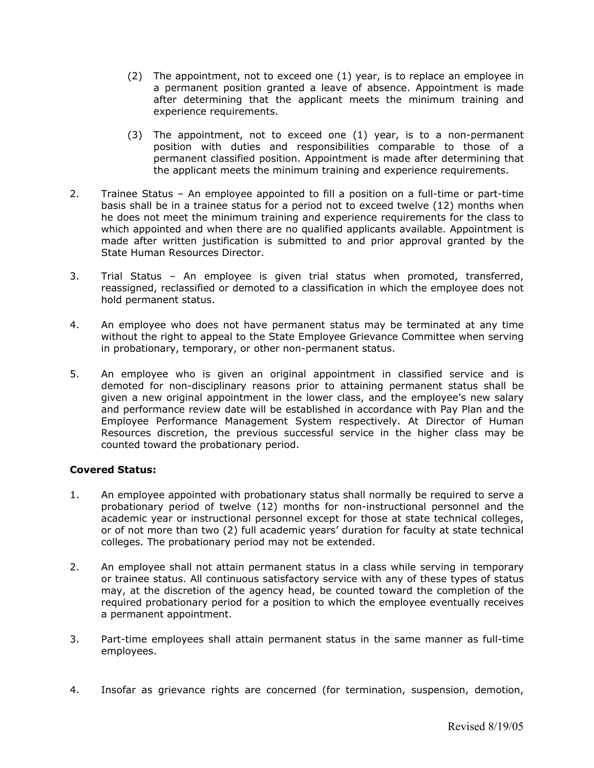(2) The appointment, not to exceed one (1) year, is to replace an employee in a permanent position granted a leave of absence. Appointment is made after determining that the applicant meets the minimum training and experience requirements.

(3) The appointment, not to exceed one (1) year, is to a non-permanent position with duties and responsibilities comparable to those of a permanent classified position. Appointment is made after determining that the applicant meets the minimum training and experience requirements.

2. Trainee Status – An employee appointed to fill a position on a full-time or part-time basis shall be in a trainee status for a period not to exceed twelve (12) months when he does not meet the minimum training and experience requirements for the class to which appointed and when there are no qualified applicants available. Appointment is made after written justification is submitted to and prior approval granted by the State Human Resources Director.

3. Trial Status – An employee is given trial status when promoted, transferred, reassigned, reclassified or demoted to a classification in which the employee does not hold permanent status.

4. An employee who does not have permanent status may be terminated at any time without the right to appeal to the State Employee Grievance Committee when serving in probationary, temporary, or other non-permanent status.

5. An employee who is given an original appointment in classified service and is demoted for non-disciplinary reasons prior to attaining permanent status shall be given a new original appointment in the lower class, and the employee's new salary and performance review date will be established in accordance with Pay Plan and the Employee Performance Management System respectively. At Director of Human Resources discretion, the previous successful service in the higher class may be counted toward the probationary period.

**Covered Status:**

1. An employee appointed with probationary status shall normally be required to serve a probationary period of twelve (12) months for non-instructional personnel and the academic year or instructional personnel except for those at state technical colleges, or of not more than two (2) full academic years' duration for faculty at state technical colleges. The probationary period may not be extended.

2. An employee shall not attain permanent status in a class while serving in temporary or trainee status. All continuous satisfactory service with any of these types of status may, at the discretion of the agency head, be counted toward the completion of the required probationary period for a position to which the employee eventually receives a permanent appointment.

3. Part-time employees shall attain permanent status in the same manner as full-time employees.

4. Insofar as grievance rights are concerned (for termination, suspension, demotion,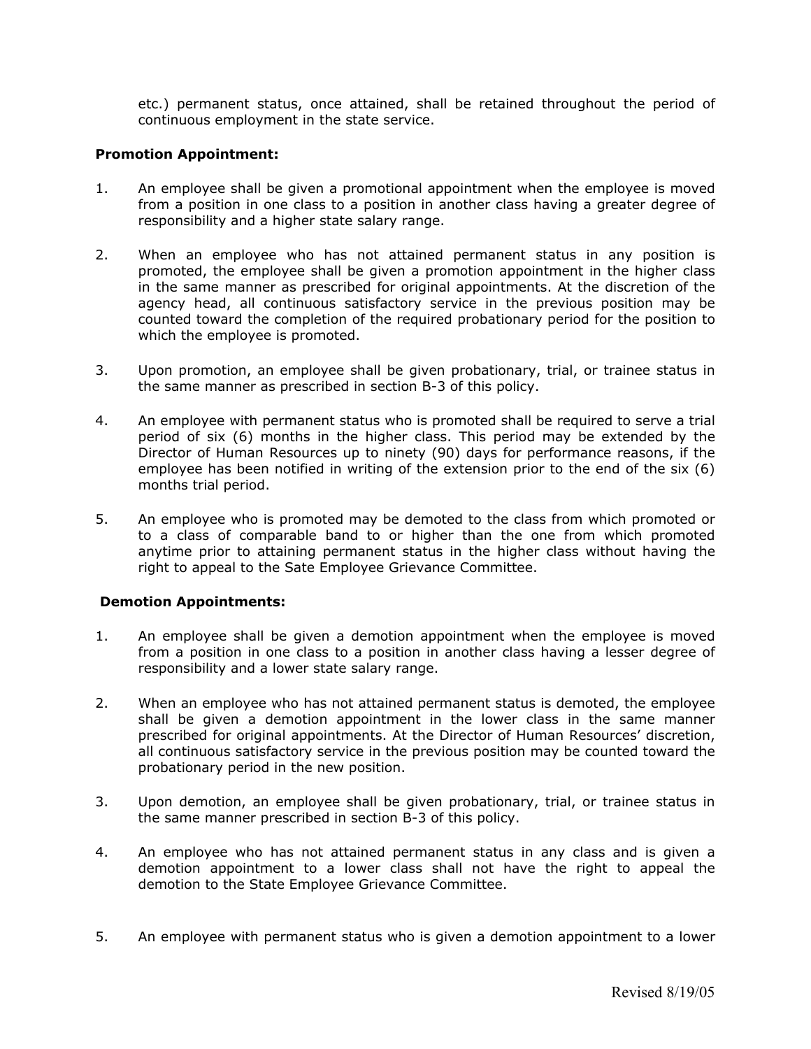etc.) permanent status, once attained, shall be retained throughout the period of continuous employment in the state service.

**Promotion Appointment:**

1. An employee shall be given a promotional appointment when the employee is moved from a position in one class to a position in another class having a greater degree of responsibility and a higher state salary range.

2. When an employee who has not attained permanent status in any position is promoted, the employee shall be given a promotion appointment in the higher class in the same manner as prescribed for original appointments. At the discretion of the agency head, all continuous satisfactory service in the previous position may be counted toward the completion of the required probationary period for the position to which the employee is promoted.

3. Upon promotion, an employee shall be given probationary, trial, or trainee status in the same manner as prescribed in section B-3 of this policy.

4. An employee with permanent status who is promoted shall be required to serve a trial period of six (6) months in the higher class. This period may be extended by the Director of Human Resources up to ninety (90) days for performance reasons, if the employee has been notified in writing of the extension prior to the end of the six (6) months trial period.

5. An employee who is promoted may be demoted to the class from which promoted or to a class of comparable band to or higher than the one from which promoted anytime prior to attaining permanent status in the higher class without having the right to appeal to the Sate Employee Grievance Committee.

**Demotion Appointments:**

1. An employee shall be given a demotion appointment when the employee is moved from a position in one class to a position in another class having a lesser degree of responsibility and a lower state salary range.

2. When an employee who has not attained permanent status is demoted, the employee shall be given a demotion appointment in the lower class in the same manner prescribed for original appointments. At the Director of Human Resources' discretion, all continuous satisfactory service in the previous position may be counted toward the probationary period in the new position.

3. Upon demotion, an employee shall be given probationary, trial, or trainee status in the same manner prescribed in section B-3 of this policy.

4. An employee who has not attained permanent status in any class and is given a demotion appointment to a lower class shall not have the right to appeal the demotion to the State Employee Grievance Committee.

5. An employee with permanent status who is given a demotion appointment to a lower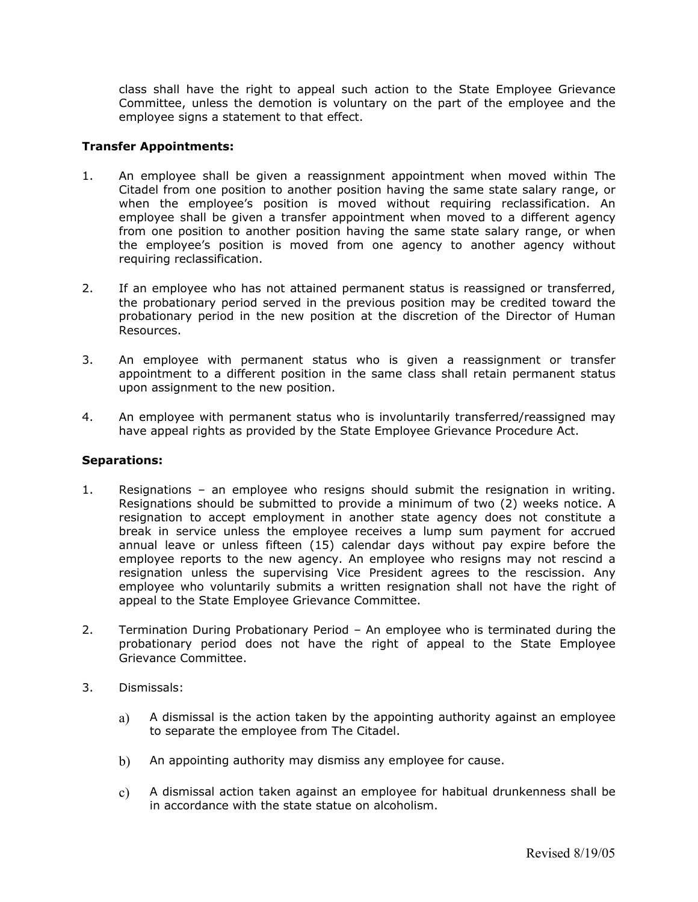class shall have the right to appeal such action to the State Employee Grievance Committee, unless the demotion is voluntary on the part of the employee and the employee signs a statement to that effect.

**Transfer Appointments:**

1. An employee shall be given a reassignment appointment when moved within The Citadel from one position to another position having the same state salary range, or when the employee's position is moved without requiring reclassification. An employee shall be given a transfer appointment when moved to a different agency from one position to another position having the same state salary range, or when the employee's position is moved from one agency to another agency without requiring reclassification.

2. If an employee who has not attained permanent status is reassigned or transferred, the probationary period served in the previous position may be credited toward the probationary period in the new position at the discretion of the Director of Human Resources.

3. An employee with permanent status who is given a reassignment or transfer appointment to a different position in the same class shall retain permanent status upon assignment to the new position.

4. An employee with permanent status who is involuntarily transferred/reassigned may have appeal rights as provided by the State Employee Grievance Procedure Act.

**Separations:**

1. Resignations – an employee who resigns should submit the resignation in writing. Resignations should be submitted to provide a minimum of two (2) weeks notice. A resignation to accept employment in another state agency does not constitute a break in service unless the employee receives a lump sum payment for accrued annual leave or unless fifteen (15) calendar days without pay expire before the employee reports to the new agency. An employee who resigns may not rescind a resignation unless the supervising Vice President agrees to the rescission. Any employee who voluntarily submits a written resignation shall not have the right of appeal to the State Employee Grievance Committee.

2. Termination During Probationary Period – An employee who is terminated during the probationary period does not have the right of appeal to the State Employee Grievance Committee.

3. Dismissals:

   a) A dismissal is the action taken by the appointing authority against an employee to separate the employee from The Citadel.

   b) An appointing authority may dismiss any employee for cause.

   c) A dismissal action taken against an employee for habitual drunkenness shall be in accordance with the state statue on alcoholism.

Revised 8/19/05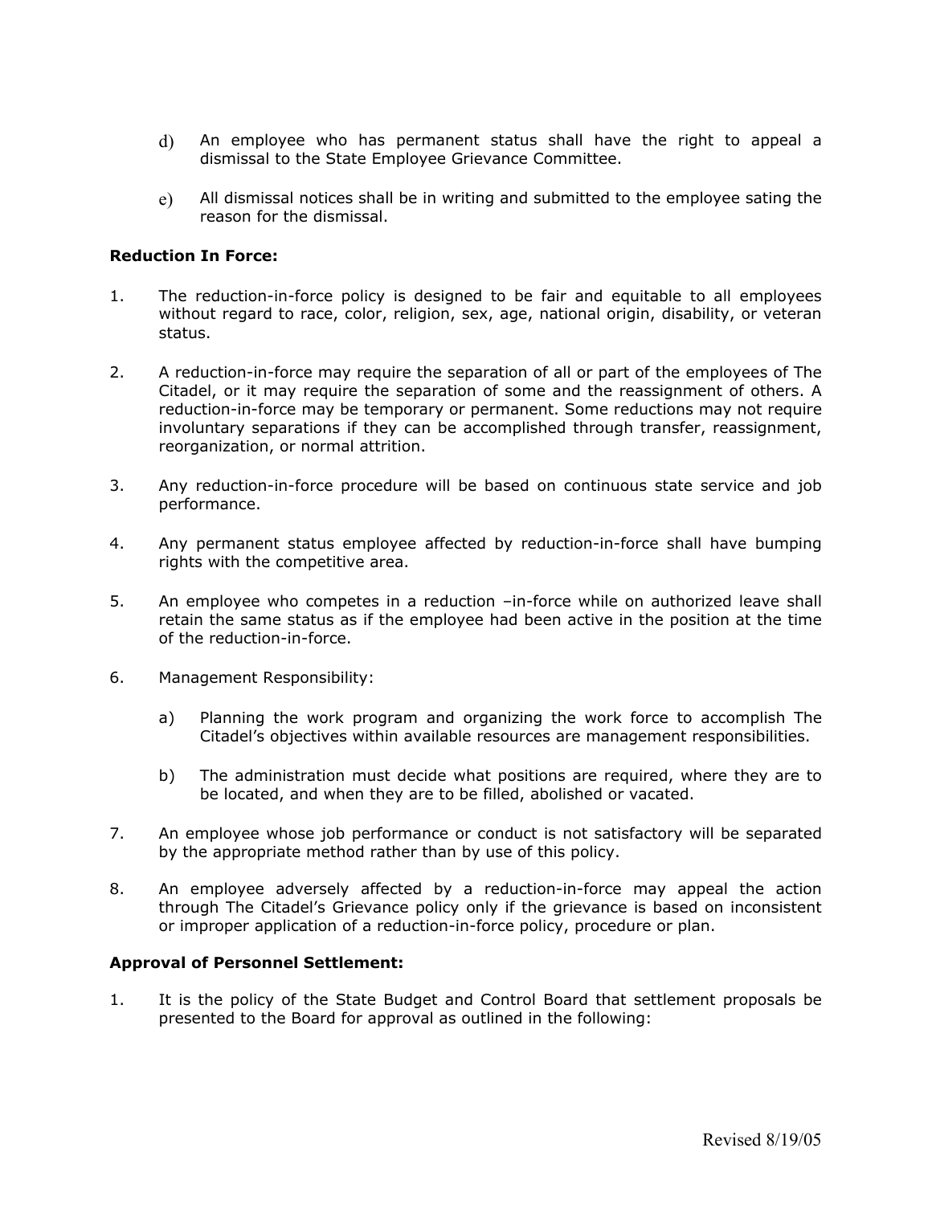d) An employee who has permanent status shall have the right to appeal a dismissal to the State Employee Grievance Committee.

e) All dismissal notices shall be in writing and submitted to the employee sating the reason for the dismissal.

**Reduction In Force:**

1. The reduction-in-force policy is designed to be fair and equitable to all employees without regard to race, color, religion, sex, age, national origin, disability, or veteran status.

2. A reduction-in-force may require the separation of all or part of the employees of The Citadel, or it may require the separation of some and the reassignment of others. A reduction-in-force may be temporary or permanent. Some reductions may not require involuntary separations if they can be accomplished through transfer, reassignment, reorganization, or normal attrition.

3. Any reduction-in-force procedure will be based on continuous state service and job performance.

4. Any permanent status employee affected by reduction-in-force shall have bumping rights with the competitive area.

5. An employee who competes in a reduction –in-force while on authorized leave shall retain the same status as if the employee had been active in the position at the time of the reduction-in-force.

6. Management Responsibility:

   a) Planning the work program and organizing the work force to accomplish The Citadel's objectives within available resources are management responsibilities.

   b) The administration must decide what positions are required, where they are to be located, and when they are to be filled, abolished or vacated.

7. An employee whose job performance or conduct is not satisfactory will be separated by the appropriate method rather than by use of this policy.

8. An employee adversely affected by a reduction-in-force may appeal the action through The Citadel's Grievance policy only if the grievance is based on inconsistent or improper application of a reduction-in-force policy, procedure or plan.

**Approval of Personnel Settlement:**

1. It is the policy of the State Budget and Control Board that settlement proposals be presented to the Board for approval as outlined in the following:

Revised 8/19/05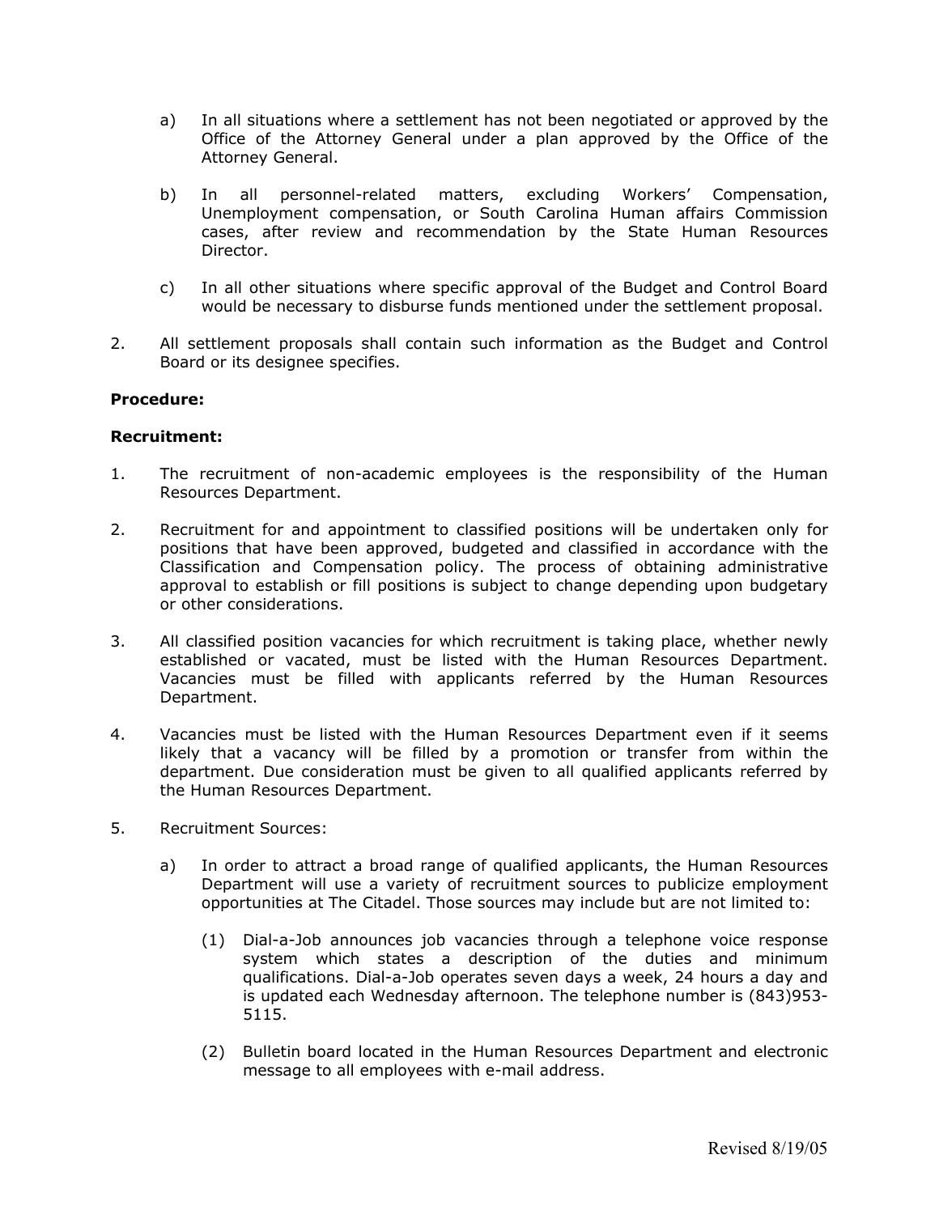a) In all situations where a settlement has not been negotiated or approved by the Office of the Attorney General under a plan approved by the Office of the Attorney General.

b) In all personnel-related matters, excluding Workers' Compensation, Unemployment compensation, or South Carolina Human affairs Commission cases, after review and recommendation by the State Human Resources Director.

c) In all other situations where specific approval of the Budget and Control Board would be necessary to disburse funds mentioned under the settlement proposal.

2. All settlement proposals shall contain such information as the Budget and Control Board or its designee specifies.

**Procedure:**

**Recruitment:**

1. The recruitment of non-academic employees is the responsibility of the Human Resources Department.

2. Recruitment for and appointment to classified positions will be undertaken only for positions that have been approved, budgeted and classified in accordance with the Classification and Compensation policy. The process of obtaining administrative approval to establish or fill positions is subject to change depending upon budgetary or other considerations.

3. All classified position vacancies for which recruitment is taking place, whether newly established or vacated, must be listed with the Human Resources Department. Vacancies must be filled with applicants referred by the Human Resources Department.

4. Vacancies must be listed with the Human Resources Department even if it seems likely that a vacancy will be filled by a promotion or transfer from within the department. Due consideration must be given to all qualified applicants referred by the Human Resources Department.

5. Recruitment Sources:

   a) In order to attract a broad range of qualified applicants, the Human Resources Department will use a variety of recruitment sources to publicize employment opportunities at The Citadel. Those sources may include but are not limited to:

      (1) Dial-a-Job announces job vacancies through a telephone voice response system which states a description of the duties and minimum qualifications. Dial-a-Job operates seven days a week, 24 hours a day and is updated each Wednesday afternoon. The telephone number is (843)953-5115.

      (2) Bulletin board located in the Human Resources Department and electronic message to all employees with e-mail address.

Revised 8/19/05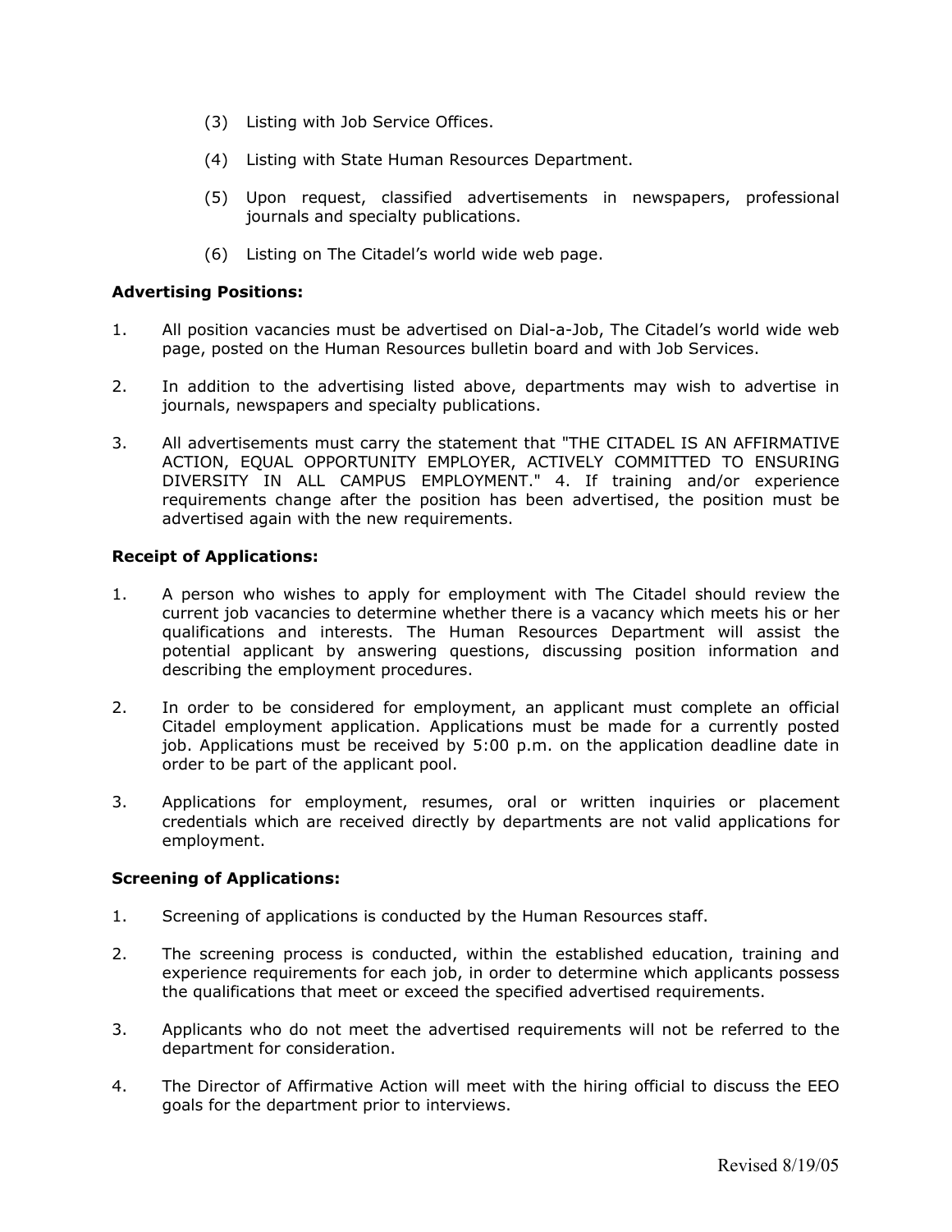(3) Listing with Job Service Offices.

(4) Listing with State Human Resources Department.

(5) Upon request, classified advertisements in newspapers, professional journals and specialty publications.

(6) Listing on The Citadel's world wide web page.

**Advertising Positions:**

1. All position vacancies must be advertised on Dial-a-Job, The Citadel's world wide web page, posted on the Human Resources bulletin board and with Job Services.

2. In addition to the advertising listed above, departments may wish to advertise in journals, newspapers and specialty publications.

3. All advertisements must carry the statement that "THE CITADEL IS AN AFFIRMATIVE ACTION, EQUAL OPPORTUNITY EMPLOYER, ACTIVELY COMMITTED TO ENSURING DIVERSITY IN ALL CAMPUS EMPLOYMENT." 4. If training and/or experience requirements change after the position has been advertised, the position must be advertised again with the new requirements.

**Receipt of Applications:**

1. A person who wishes to apply for employment with The Citadel should review the current job vacancies to determine whether there is a vacancy which meets his or her qualifications and interests. The Human Resources Department will assist the potential applicant by answering questions, discussing position information and describing the employment procedures.

2. In order to be considered for employment, an applicant must complete an official Citadel employment application. Applications must be made for a currently posted job. Applications must be received by 5:00 p.m. on the application deadline date in order to be part of the applicant pool.

3. Applications for employment, resumes, oral or written inquiries or placement credentials which are received directly by departments are not valid applications for employment.

**Screening of Applications:**

1. Screening of applications is conducted by the Human Resources staff.

2. The screening process is conducted, within the established education, training and experience requirements for each job, in order to determine which applicants possess the qualifications that meet or exceed the specified advertised requirements.

3. Applicants who do not meet the advertised requirements will not be referred to the department for consideration.

4. The Director of Affirmative Action will meet with the hiring official to discuss the EEO goals for the department prior to interviews.

Revised 8/19/05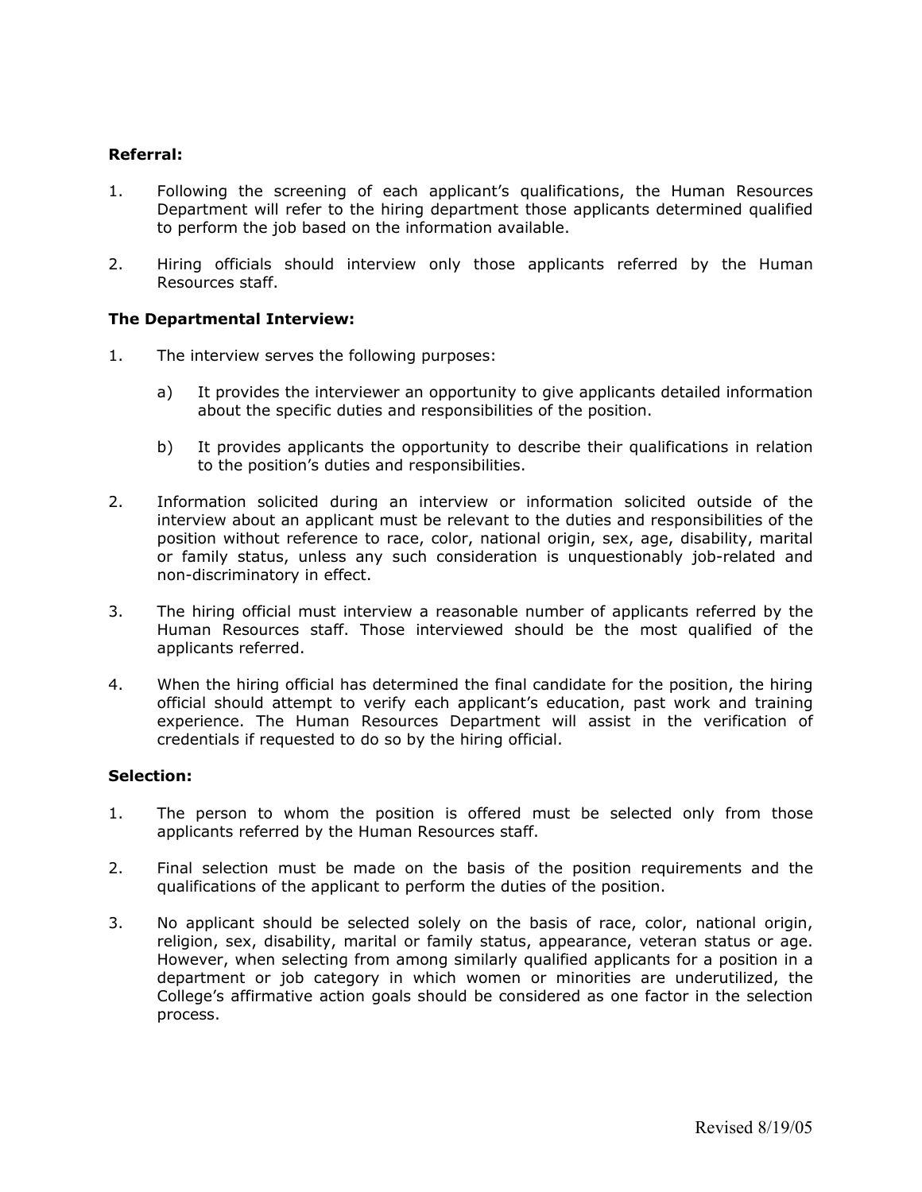**Referral:**

1. Following the screening of each applicant's qualifications, the Human Resources Department will refer to the hiring department those applicants determined qualified to perform the job based on the information available.

2. Hiring officials should interview only those applicants referred by the Human Resources staff.

**The Departmental Interview:**

1. The interview serves the following purposes:

   a) It provides the interviewer an opportunity to give applicants detailed information about the specific duties and responsibilities of the position.

   b) It provides applicants the opportunity to describe their qualifications in relation to the position's duties and responsibilities.

2. Information solicited during an interview or information solicited outside of the interview about an applicant must be relevant to the duties and responsibilities of the position without reference to race, color, national origin, sex, age, disability, marital or family status, unless any such consideration is unquestionably job-related and non-discriminatory in effect.

3. The hiring official must interview a reasonable number of applicants referred by the Human Resources staff. Those interviewed should be the most qualified of the applicants referred.

4. When the hiring official has determined the final candidate for the position, the hiring official should attempt to verify each applicant's education, past work and training experience. The Human Resources Department will assist in the verification of credentials if requested to do so by the hiring official.

**Selection:**

1. The person to whom the position is offered must be selected only from those applicants referred by the Human Resources staff.

2. Final selection must be made on the basis of the position requirements and the qualifications of the applicant to perform the duties of the position.

3. No applicant should be selected solely on the basis of race, color, national origin, religion, sex, disability, marital or family status, appearance, veteran status or age. However, when selecting from among similarly qualified applicants for a position in a department or job category in which women or minorities are underutilized, the College's affirmative action goals should be considered as one factor in the selection process.

Revised 8/19/05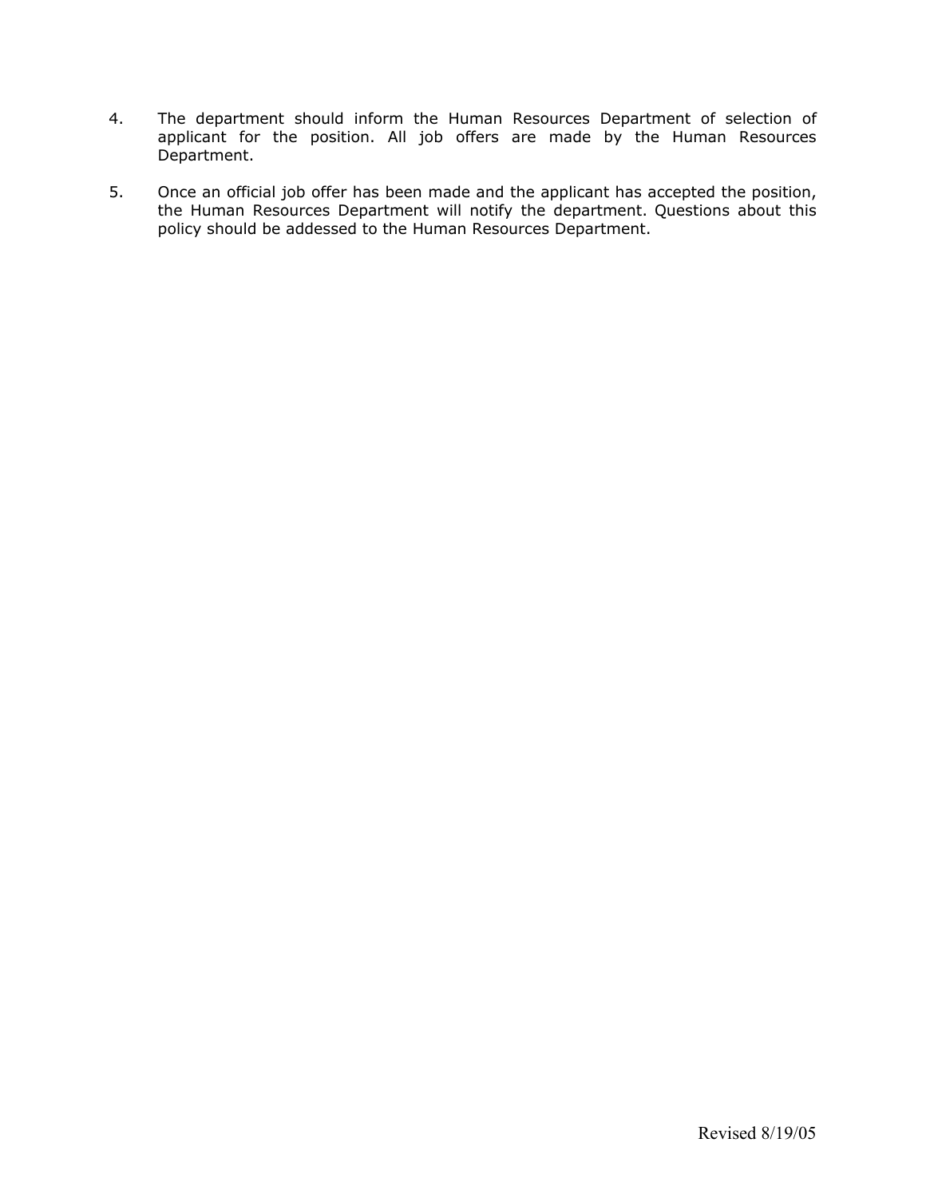4. The department should inform the Human Resources Department of selection of applicant for the position. All job offers are made by the Human Resources Department.

5. Once an official job offer has been made and the applicant has accepted the position, the Human Resources Department will notify the department. Questions about this policy should be addessed to the Human Resources Department.

Revised 8/19/05